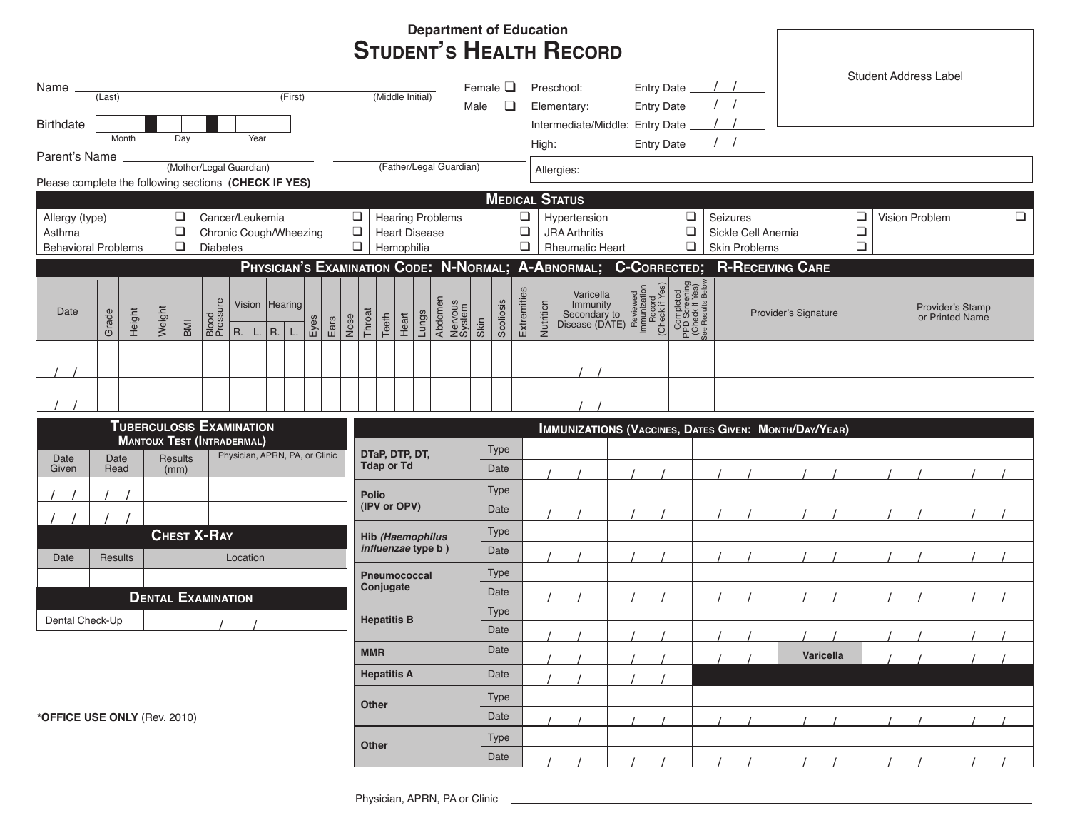Department of Education

# Student's Health Record

Name ______________________________ (Last) (First) (Middle Initial)

Female ❑
Male ❑

Preschool: Entry Date / /
Elementary: Entry Date / /
Intermediate/Middle: Entry Date / /
High: Entry Date / /

Student Address Label

Birthdate | | | | | | | | | | (Month) (Day) (Year)

Parent's Name ______________________ (Mother/Legal Guardian) ______________________ (Father/Legal Guardian)

Allergies: ______________________

Please complete the following sections **(CHECK IF YES)**

## Medical Status

| | | | | | |
|---|---|---|---|---|---|
| Allergy (type) ❑ | Cancer/Leukemia ❑ | Hearing Problems ❑ | Hypertension ❑ | Seizures ❑ | Vision Problem ❑ |
| Asthma ❑ | Chronic Cough/Wheezing ❑ | Heart Disease ❑ | JRA Arthritis ❑ | Sickle Cell Anemia ❑ | |
| Behavioral Problems ❑ | Diabetes ❑ | Hemophilia ❑ | Rheumatic Heart ❑ | Skin Problems ❑ | |

## Physician's Examination Code: N-Normal; A-Abnormal; C-Corrected; R-Receiving Care

| Date | Grade | Height | Weight | BMI | Blood Pressure | Vision | | Hearing | | Eyes | Ears | Nose | Throat | Teeth | Heart | Lungs | Abdomen | Nervous System | Skin | Scoliosis | Extremities | Nutrition | Varicella Immunity Secondary to Disease (DATE) | Reviewed Immunization Record (Check if Yes) | Completed PPD Screening (Check if Yes) See Results Below | Provider's Signature | Provider's Stamp or Printed Name |
|---|---|---|---|---|---|---|---|---|---|---|---|---|---|---|---|---|---|---|---|---|---|---|---|---|---|---|---|
| | | | | | | R. | L. | R. | L. | | | | | | | | | | | | | | | | | | |
| / / | | | | | | | | | | | | | | | | | | | | | | | / / | | | | |
| / / | | | | | | | | | | | | | | | | | | | | | | | / / | | | | |

## Tuberculosis Examination
### Mantoux Test (Intradermal)

| Date Given | Date Read | Results (mm) | Physician, APRN, PA, or Clinic |
|---|---|---|---|
| / / | / / | | |
| / / | / / | | |

## Chest X-Ray

| Date | Results | Location |
|---|---|---|
| | | |

## Dental Examination

| Dental Check-Up | / / |
|---|---|

## Immunizations (Vaccines, Dates Given: Month/Day/Year)

| Vaccine | | | | | | | |
|---|---|---|---|---|---|---|---|
| DTaP, DTP, DT, Tdap or Td | Type | | | | | | |
| | Date | / / | / / | / / | / / | / / | / / |
| Polio (IPV or OPV) | Type | | | | | | |
| | Date | / / | / / | / / | / / | / / | / / |
| Hib *(Haemophilus influenzae* type b ) | Type | | | | | | |
| | Date | / / | / / | / / | / / | / / | / / |
| Pneumococcal Conjugate | Type | | | | | | |
| | Date | / / | / / | / / | / / | / / | / / |
| Hepatitis B | Type | | | | | | |
| | Date | / / | / / | / / | / / | / / | / / |
| MMR | Date | / / | / / | / / | / / | Varicella | / / | 
| Hepatitis A | Date | / / | / / | | | | |
| Other | Type | | | | | | |
| | Date | / / | / / | / / | / / | / / | / / |
| Other | Type | | | | | | |
| | Date | / / | / / | / / | / / | / / | / / |

**\*OFFICE USE ONLY** (Rev. 2010)

Physician, APRN, PA or Clinic ______________________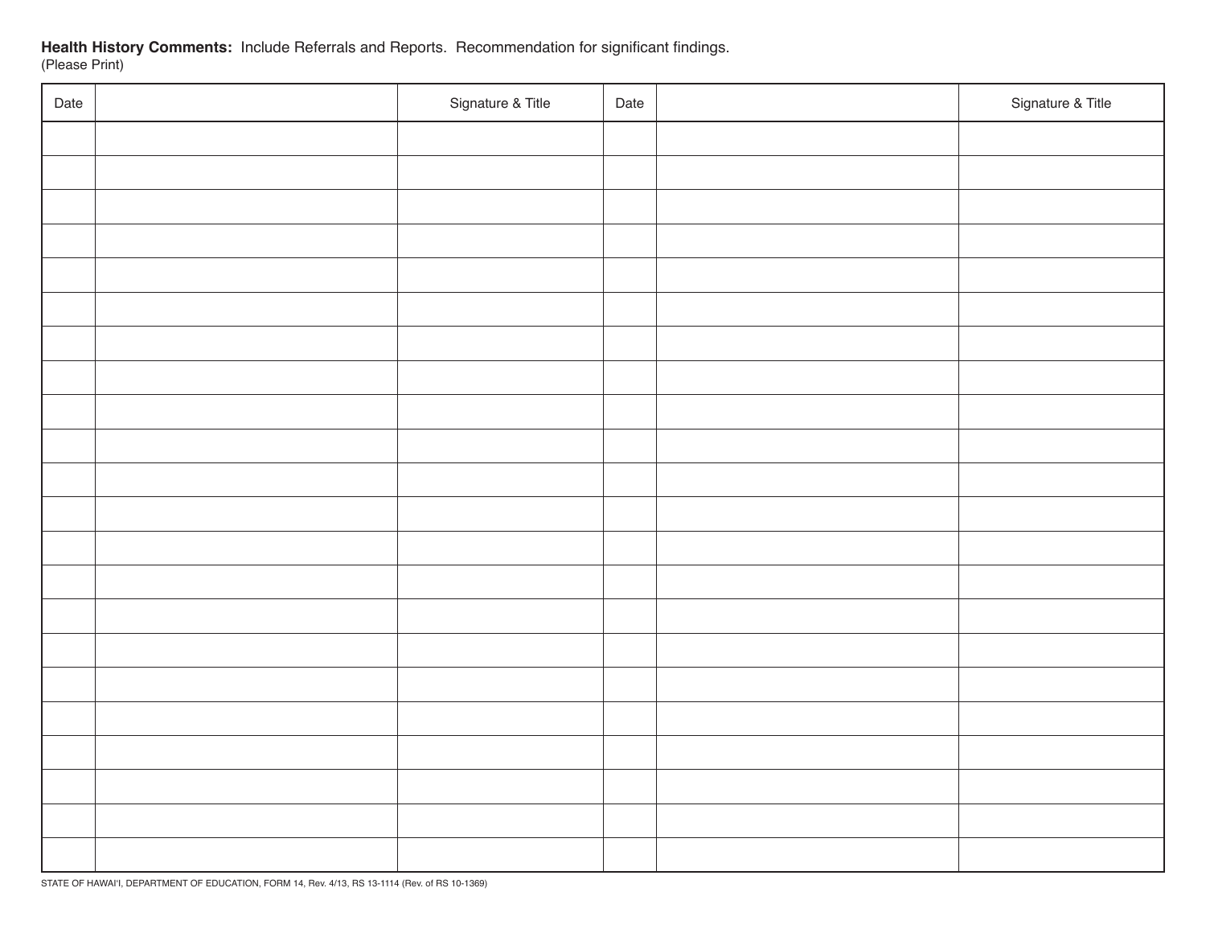**Health History Comments:** Include Referrals and Reports. Recommendation for significant findings.
(Please Print)

| Date | | Signature & Title | Date | | Signature & Title |
|---|---|---|---|---|---|
| | | | | | |
| | | | | | |
| | | | | | |
| | | | | | |
| | | | | | |
| | | | | | |
| | | | | | |
| | | | | | |
| | | | | | |
| | | | | | |
| | | | | | |
| | | | | | |
| | | | | | |
| | | | | | |
| | | | | | |
| | | | | | |
| | | | | | |
| | | | | | |
| | | | | | |
| | | | | | |
| | | | | | |
| | | | | | |

STATE OF HAWAI'I, DEPARTMENT OF EDUCATION, FORM 14, Rev. 4/13, RS 13-1114 (Rev. of RS 10-1369)